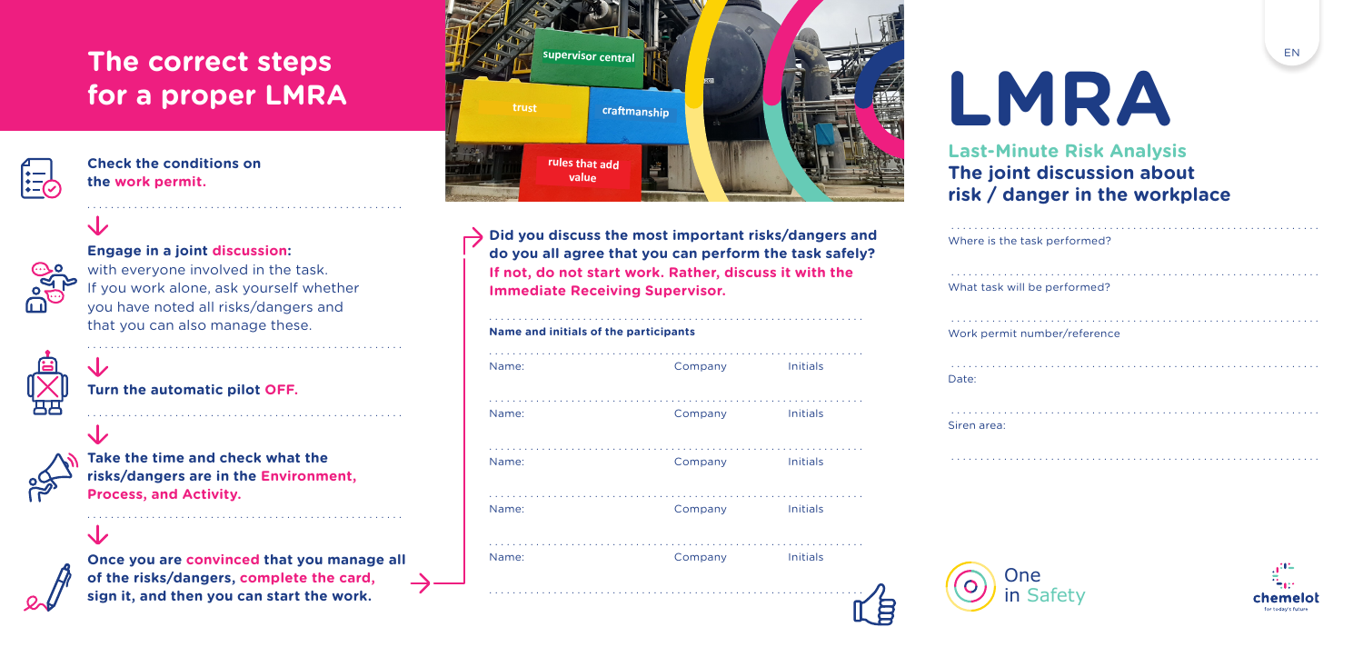# The correct steps for a proper LMRA

**Check the conditions on the work permit.**

**Engage in a joint discussion:** with everyone involved in the task. If you work alone, ask yourself whether you have noted all risks/dangers and that you can also manage these.

**Turn the automatic pilot OFF.**

**Take the time and check what the risks/dangers are in the Environment, Process, and Activity.**

**Once you are convinced that you manage all of the risks/dangers, complete the card, sign it, and then you can start the work.**

supervisor central

trust

craftmanship

rules that add value

**Did you discuss the most important risks/dangers and do you all agree that you can perform the task safely?**
**If not, do not start work. Rather, discuss it with the Immediate Receiving Supervisor.**

**Name and initials of the participants**

| Name: | Company | Initials |
|---|---|---|
| Name: | Company | Initials |
| Name: | Company | Initials |
| Name: | Company | Initials |
| Name: | Company | Initials |
| Name: | Company | Initials |

EN

# LMRA

## Last-Minute Risk Analysis
## The joint discussion about risk / danger in the workplace

Where is the task performed?

What task will be performed?

Work permit number/reference

Date:

Siren area:

One in Safety

chemelot
for today's future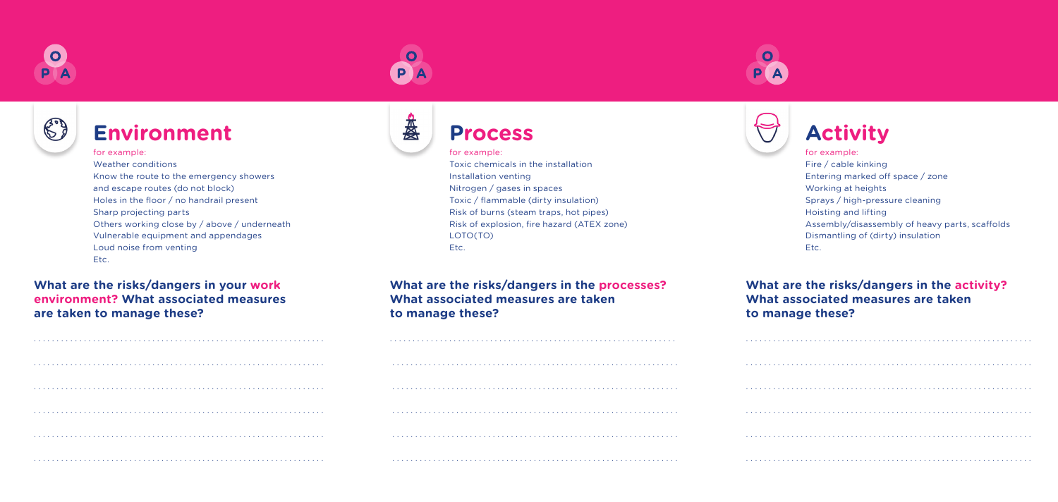## Environment

for example:

- Weather conditions
- Know the route to the emergency showers and escape routes (do not block)
- Holes in the floor / no handrail present
- Sharp projecting parts
- Others working close by / above / underneath
- Vulnerable equipment and appendages
- Loud noise from venting
- Etc.

**What are the risks/dangers in your work environment? What associated measures are taken to manage these?**

## Process

for example:

- Toxic chemicals in the installation
- Installation venting
- Nitrogen / gases in spaces
- Toxic / flammable (dirty insulation)
- Risk of burns (steam traps, hot pipes)
- Risk of explosion, fire hazard (ATEX zone)
- LOTO(TO)
- Etc.

**What are the risks/dangers in the processes? What associated measures are taken to manage these?**

## Activity

for example:

- Fire / cable kinking
- Entering marked off space / zone
- Working at heights
- Sprays / high-pressure cleaning
- Hoisting and lifting
- Assembly/disassembly of heavy parts, scaffolds
- Dismantling of (dirty) insulation
- Etc.

**What are the risks/dangers in the activity? What associated measures are taken to manage these?**